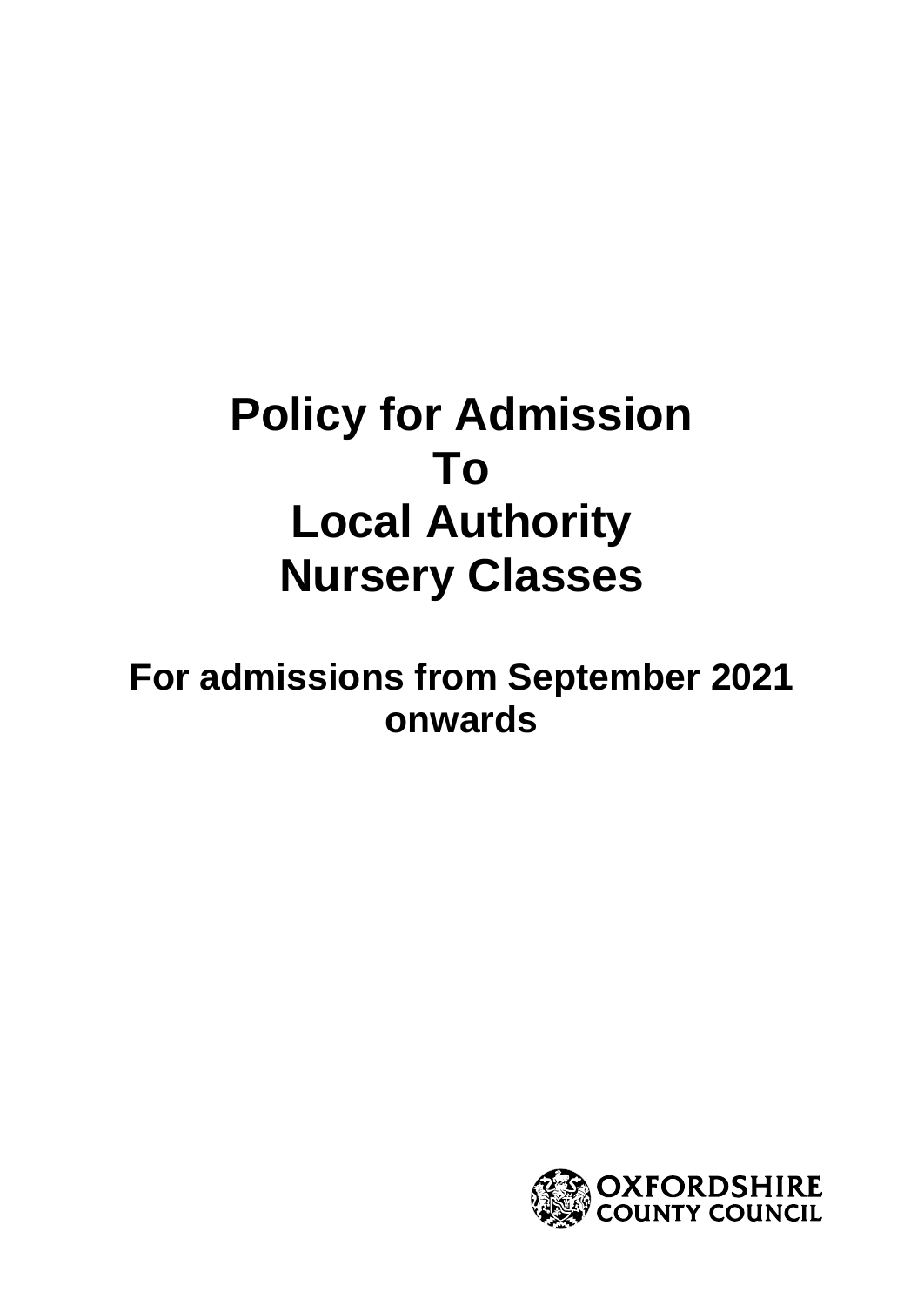# Policy for Admission To Local Authority Nursery Classes

## For admissions from September 2021 onwards

OXFORDSHIRE COUNTY COUNCIL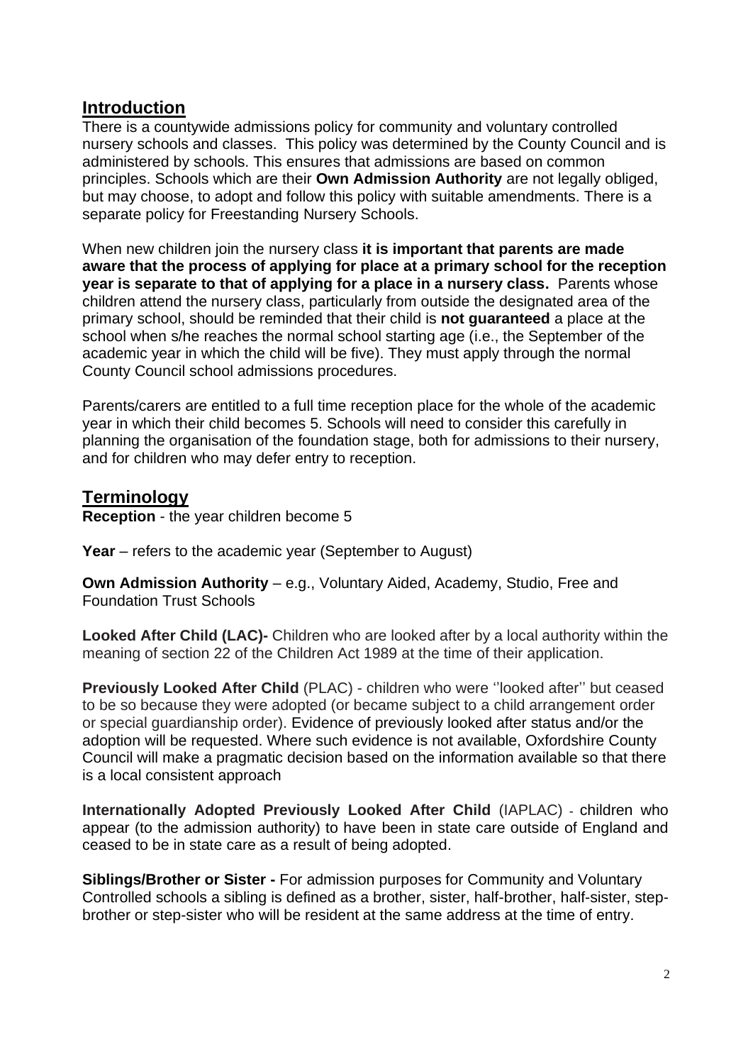## Introduction

There is a countywide admissions policy for community and voluntary controlled nursery schools and classes. This policy was determined by the County Council and is administered by schools. This ensures that admissions are based on common principles. Schools which are their **Own Admission Authority** are not legally obliged, but may choose, to adopt and follow this policy with suitable amendments. There is a separate policy for Freestanding Nursery Schools.

When new children join the nursery class **it is important that parents are made aware that the process of applying for place at a primary school for the reception year is separate to that of applying for a place in a nursery class.** Parents whose children attend the nursery class, particularly from outside the designated area of the primary school, should be reminded that their child is **not guaranteed** a place at the school when s/he reaches the normal school starting age (i.e., the September of the academic year in which the child will be five). They must apply through the normal County Council school admissions procedures.

Parents/carers are entitled to a full time reception place for the whole of the academic year in which their child becomes 5. Schools will need to consider this carefully in planning the organisation of the foundation stage, both for admissions to their nursery, and for children who may defer entry to reception.

## Terminology

**Reception** - the year children become 5

**Year** – refers to the academic year (September to August)

**Own Admission Authority** – e.g., Voluntary Aided, Academy, Studio, Free and Foundation Trust Schools

**Looked After Child (LAC)-** Children who are looked after by a local authority within the meaning of section 22 of the Children Act 1989 at the time of their application.

**Previously Looked After Child** (PLAC) - children who were ''looked after'' but ceased to be so because they were adopted (or became subject to a child arrangement order or special guardianship order). Evidence of previously looked after status and/or the adoption will be requested. Where such evidence is not available, Oxfordshire County Council will make a pragmatic decision based on the information available so that there is a local consistent approach

**Internationally Adopted Previously Looked After Child** (IAPLAC) - children who appear (to the admission authority) to have been in state care outside of England and ceased to be in state care as a result of being adopted.

**Siblings/Brother or Sister -** For admission purposes for Community and Voluntary Controlled schools a sibling is defined as a brother, sister, half-brother, half-sister, step-brother or step-sister who will be resident at the same address at the time of entry.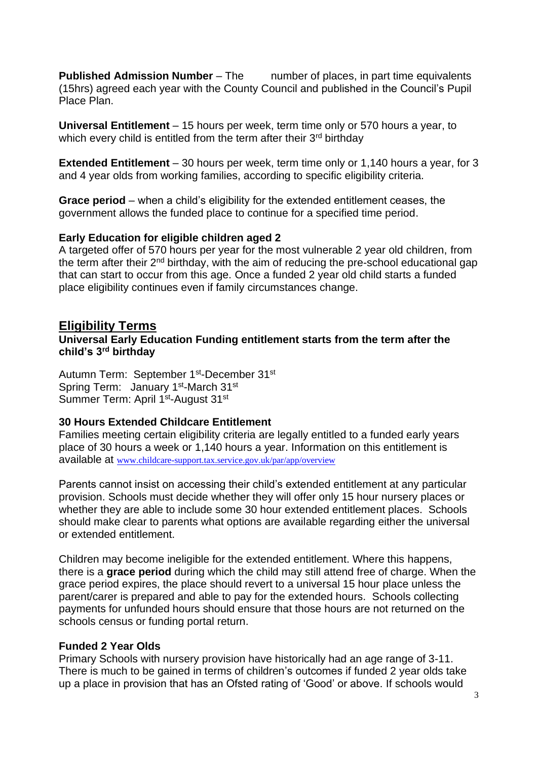**Published Admission Number** – The number of places, in part time equivalents (15hrs) agreed each year with the County Council and published in the Council's Pupil Place Plan.

**Universal Entitlement** – 15 hours per week, term time only or 570 hours a year, to which every child is entitled from the term after their 3rd birthday

**Extended Entitlement** – 30 hours per week, term time only or 1,140 hours a year, for 3 and 4 year olds from working families, according to specific eligibility criteria.

**Grace period** – when a child's eligibility for the extended entitlement ceases, the government allows the funded place to continue for a specified time period.

**Early Education for eligible children aged 2**

A targeted offer of 570 hours per year for the most vulnerable 2 year old children, from the term after their 2nd birthday, with the aim of reducing the pre-school educational gap that can start to occur from this age. Once a funded 2 year old child starts a funded place eligibility continues even if family circumstances change.

## Eligibility Terms

**Universal Early Education Funding entitlement starts from the term after the child's 3rd birthday**

Autumn Term: September 1st-December 31st
Spring Term: January 1st-March 31st
Summer Term: April 1st-August 31st

**30 Hours Extended Childcare Entitlement**

Families meeting certain eligibility criteria are legally entitled to a funded early years place of 30 hours a week or 1,140 hours a year. Information on this entitlement is available at www.childcare-support.tax.service.gov.uk/par/app/overview

Parents cannot insist on accessing their child's extended entitlement at any particular provision. Schools must decide whether they will offer only 15 hour nursery places or whether they are able to include some 30 hour extended entitlement places. Schools should make clear to parents what options are available regarding either the universal or extended entitlement.

Children may become ineligible for the extended entitlement. Where this happens, there is a **grace period** during which the child may still attend free of charge. When the grace period expires, the place should revert to a universal 15 hour place unless the parent/carer is prepared and able to pay for the extended hours. Schools collecting payments for unfunded hours should ensure that those hours are not returned on the schools census or funding portal return.

**Funded 2 Year Olds**

Primary Schools with nursery provision have historically had an age range of 3-11. There is much to be gained in terms of children's outcomes if funded 2 year olds take up a place in provision that has an Ofsted rating of 'Good' or above. If schools would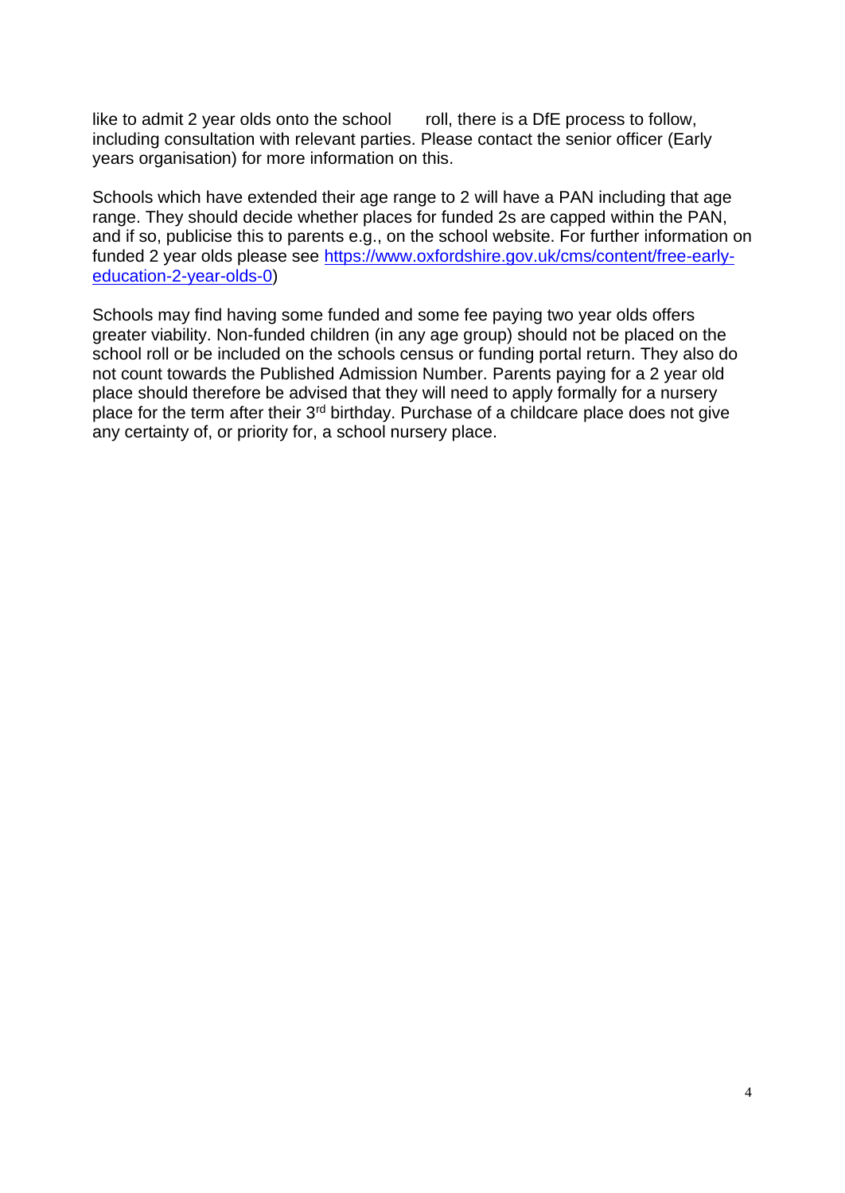like to admit 2 year olds onto the school roll, there is a DfE process to follow, including consultation with relevant parties. Please contact the senior officer (Early years organisation) for more information on this.

Schools which have extended their age range to 2 will have a PAN including that age range. They should decide whether places for funded 2s are capped within the PAN, and if so, publicise this to parents e.g., on the school website. For further information on funded 2 year olds please see [https://www.oxfordshire.gov.uk/cms/content/free-early-education-2-year-olds-0](https://www.oxfordshire.gov.uk/cms/content/free-early-education-2-year-olds-0))

Schools may find having some funded and some fee paying two year olds offers greater viability. Non-funded children (in any age group) should not be placed on the school roll or be included on the schools census or funding portal return. They also do not count towards the Published Admission Number. Parents paying for a 2 year old place should therefore be advised that they will need to apply formally for a nursery place for the term after their 3rd birthday. Purchase of a childcare place does not give any certainty of, or priority for, a school nursery place.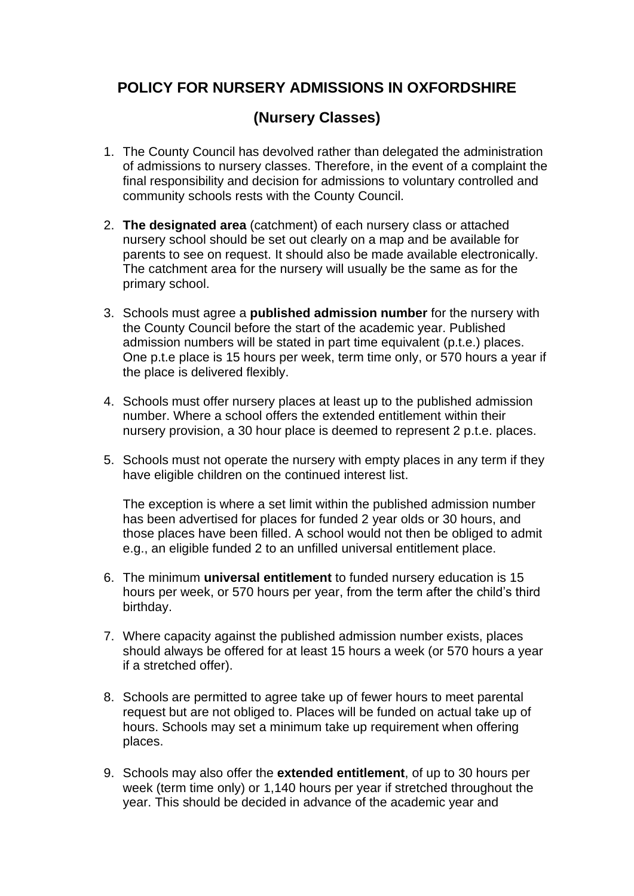# POLICY FOR NURSERY ADMISSIONS IN OXFORDSHIRE

## (Nursery Classes)

1. The County Council has devolved rather than delegated the administration of admissions to nursery classes. Therefore, in the event of a complaint the final responsibility and decision for admissions to voluntary controlled and community schools rests with the County Council.

2. **The designated area** (catchment) of each nursery class or attached nursery school should be set out clearly on a map and be available for parents to see on request. It should also be made available electronically. The catchment area for the nursery will usually be the same as for the primary school.

3. Schools must agree a **published admission number** for the nursery with the County Council before the start of the academic year. Published admission numbers will be stated in part time equivalent (p.t.e.) places. One p.t.e place is 15 hours per week, term time only, or 570 hours a year if the place is delivered flexibly.

4. Schools must offer nursery places at least up to the published admission number. Where a school offers the extended entitlement within their nursery provision, a 30 hour place is deemed to represent 2 p.t.e. places.

5. Schools must not operate the nursery with empty places in any term if they have eligible children on the continued interest list.

   The exception is where a set limit within the published admission number has been advertised for places for funded 2 year olds or 30 hours, and those places have been filled. A school would not then be obliged to admit e.g., an eligible funded 2 to an unfilled universal entitlement place.

6. The minimum **universal entitlement** to funded nursery education is 15 hours per week, or 570 hours per year, from the term after the child's third birthday.

7. Where capacity against the published admission number exists, places should always be offered for at least 15 hours a week (or 570 hours a year if a stretched offer).

8. Schools are permitted to agree take up of fewer hours to meet parental request but are not obliged to. Places will be funded on actual take up of hours. Schools may set a minimum take up requirement when offering places.

9. Schools may also offer the **extended entitlement**, of up to 30 hours per week (term time only) or 1,140 hours per year if stretched throughout the year. This should be decided in advance of the academic year and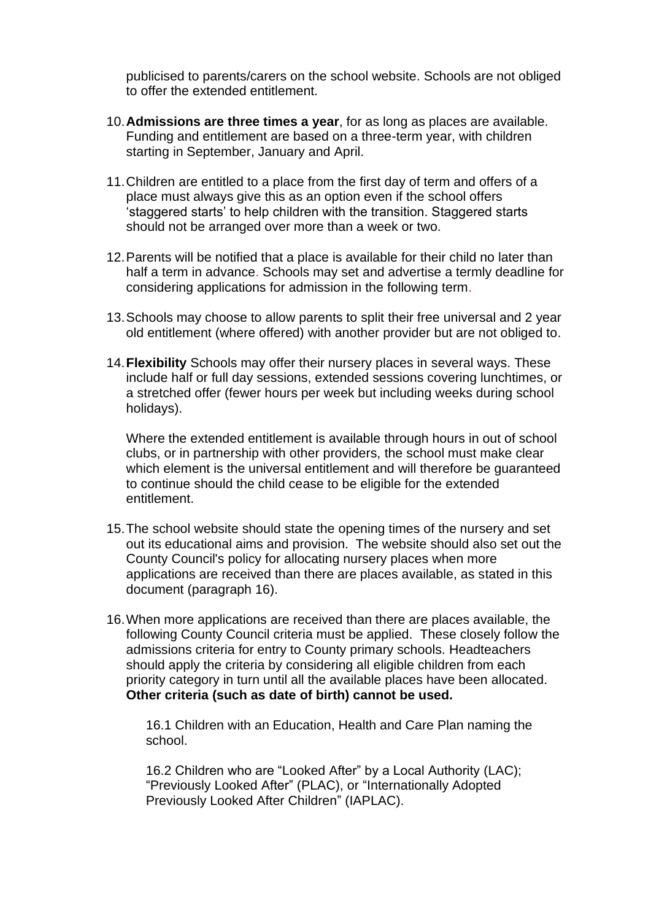publicised to parents/carers on the school website. Schools are not obliged to offer the extended entitlement.

10. **Admissions are three times a year**, for as long as places are available. Funding and entitlement are based on a three-term year, with children starting in September, January and April.

11. Children are entitled to a place from the first day of term and offers of a place must always give this as an option even if the school offers 'staggered starts' to help children with the transition. Staggered starts should not be arranged over more than a week or two.

12. Parents will be notified that a place is available for their child no later than half a term in advance. Schools may set and advertise a termly deadline for considering applications for admission in the following term.

13. Schools may choose to allow parents to split their free universal and 2 year old entitlement (where offered) with another provider but are not obliged to.

14. **Flexibility** Schools may offer their nursery places in several ways. These include half or full day sessions, extended sessions covering lunchtimes, or a stretched offer (fewer hours per week but including weeks during school holidays).

    Where the extended entitlement is available through hours in out of school clubs, or in partnership with other providers, the school must make clear which element is the universal entitlement and will therefore be guaranteed to continue should the child cease to be eligible for the extended entitlement.

15. The school website should state the opening times of the nursery and set out its educational aims and provision. The website should also set out the County Council's policy for allocating nursery places when more applications are received than there are places available, as stated in this document (paragraph 16).

16. When more applications are received than there are places available, the following County Council criteria must be applied. These closely follow the admissions criteria for entry to County primary schools. Headteachers should apply the criteria by considering all eligible children from each priority category in turn until all the available places have been allocated. **Other criteria (such as date of birth) cannot be used.**

    16.1 Children with an Education, Health and Care Plan naming the school.

    16.2 Children who are "Looked After" by a Local Authority (LAC); "Previously Looked After" (PLAC), or "Internationally Adopted Previously Looked After Children" (IAPLAC).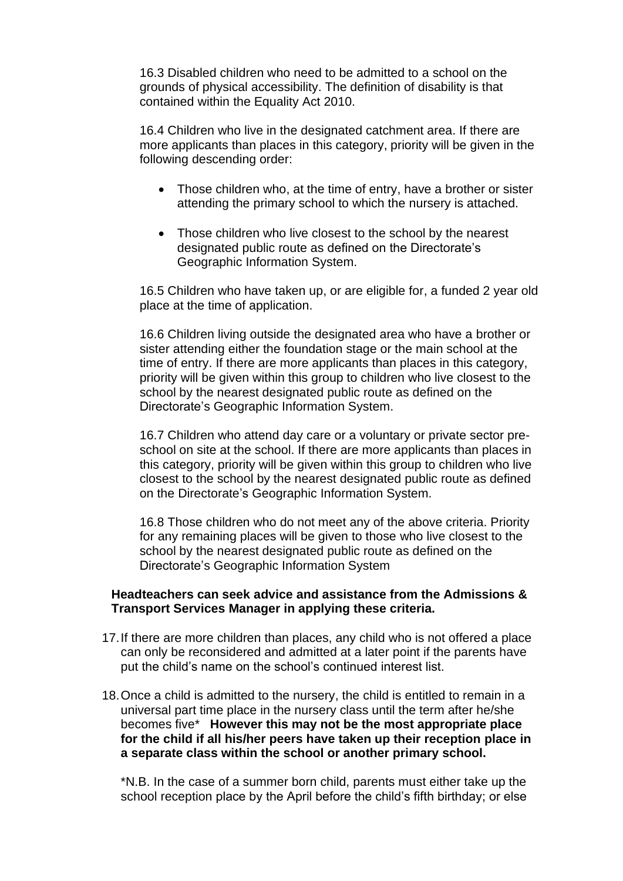16.3 Disabled children who need to be admitted to a school on the grounds of physical accessibility. The definition of disability is that contained within the Equality Act 2010.

16.4 Children who live in the designated catchment area. If there are more applicants than places in this category, priority will be given in the following descending order:

- Those children who, at the time of entry, have a brother or sister attending the primary school to which the nursery is attached.
- Those children who live closest to the school by the nearest designated public route as defined on the Directorate's Geographic Information System.

16.5 Children who have taken up, or are eligible for, a funded 2 year old place at the time of application.

16.6 Children living outside the designated area who have a brother or sister attending either the foundation stage or the main school at the time of entry. If there are more applicants than places in this category, priority will be given within this group to children who live closest to the school by the nearest designated public route as defined on the Directorate's Geographic Information System.

16.7 Children who attend day care or a voluntary or private sector pre-school on site at the school. If there are more applicants than places in this category, priority will be given within this group to children who live closest to the school by the nearest designated public route as defined on the Directorate's Geographic Information System.

16.8 Those children who do not meet any of the above criteria. Priority for any remaining places will be given to those who live closest to the school by the nearest designated public route as defined on the Directorate's Geographic Information System

**Headteachers can seek advice and assistance from the Admissions & Transport Services Manager in applying these criteria.**

17. If there are more children than places, any child who is not offered a place can only be reconsidered and admitted at a later point if the parents have put the child's name on the school's continued interest list.

18. Once a child is admitted to the nursery, the child is entitled to remain in a universal part time place in the nursery class until the term after he/she becomes five* **However this may not be the most appropriate place for the child if all his/her peers have taken up their reception place in a separate class within the school or another primary school.**

*N.B. In the case of a summer born child, parents must either take up the school reception place by the April before the child's fifth birthday; or else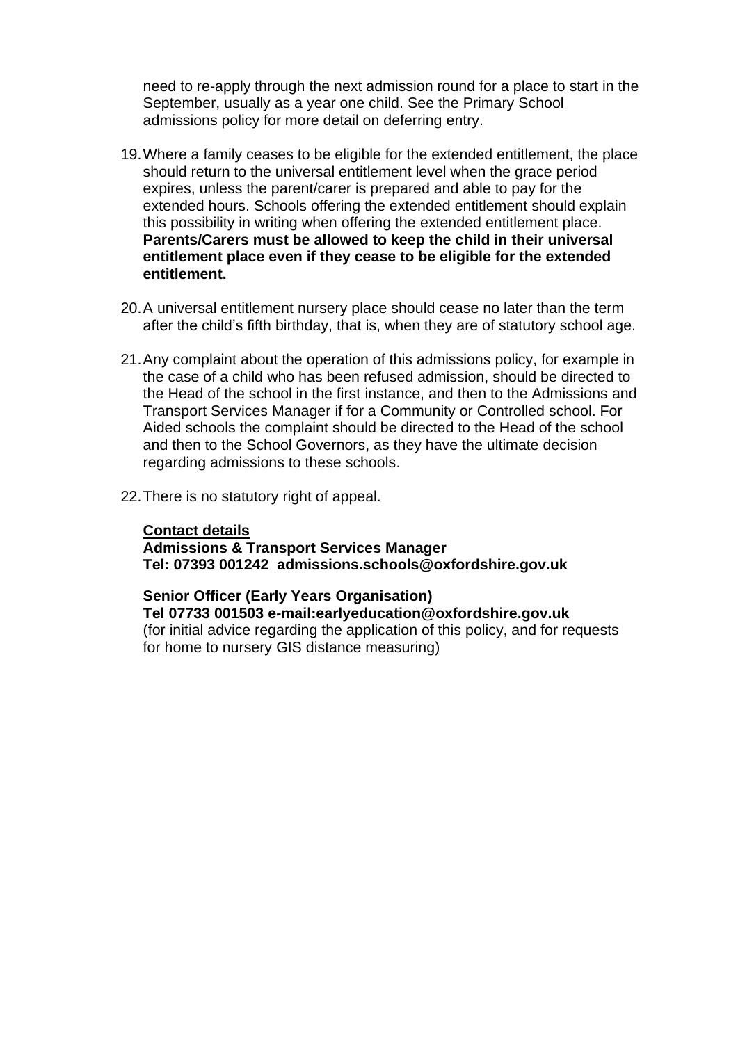need to re-apply through the next admission round for a place to start in the September, usually as a year one child. See the Primary School admissions policy for more detail on deferring entry.

19. Where a family ceases to be eligible for the extended entitlement, the place should return to the universal entitlement level when the grace period expires, unless the parent/carer is prepared and able to pay for the extended hours. Schools offering the extended entitlement should explain this possibility in writing when offering the extended entitlement place. **Parents/Carers must be allowed to keep the child in their universal entitlement place even if they cease to be eligible for the extended entitlement.**

20. A universal entitlement nursery place should cease no later than the term after the child's fifth birthday, that is, when they are of statutory school age.

21. Any complaint about the operation of this admissions policy, for example in the case of a child who has been refused admission, should be directed to the Head of the school in the first instance, and then to the Admissions and Transport Services Manager if for a Community or Controlled school. For Aided schools the complaint should be directed to the Head of the school and then to the School Governors, as they have the ultimate decision regarding admissions to these schools.

22. There is no statutory right of appeal.

**Contact details**
**Admissions & Transport Services Manager**
**Tel: 07393 001242 admissions.schools@oxfordshire.gov.uk**

**Senior Officer (Early Years Organisation)**
**Tel 07733 001503 e-mail:earlyeducation@oxfordshire.gov.uk**
(for initial advice regarding the application of this policy, and for requests for home to nursery GIS distance measuring)